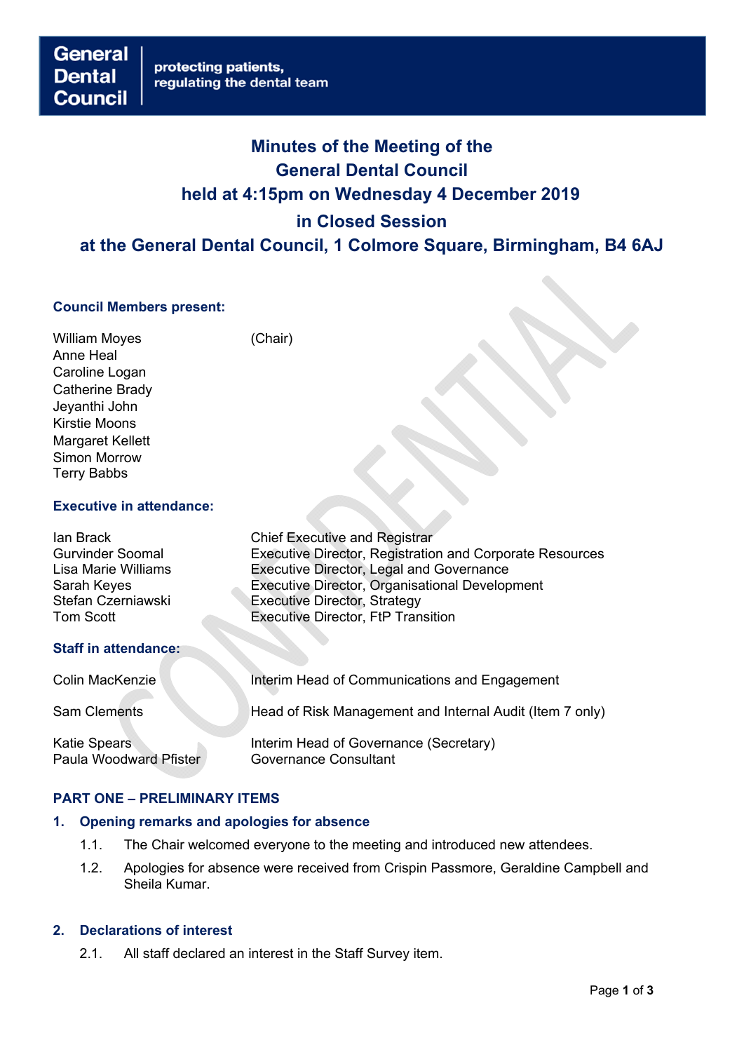General Dental Council

protecting patients, regulating the dental team

# Minutes of the Meeting of the General Dental Council held at 4:15pm on Wednesday 4 December 2019 in Closed Session at the General Dental Council, 1 Colmore Square, Birmingham, B4 6AJ

### Council Members present:

| | |
|---|---|
| William Moyes | (Chair) |
| Anne Heal | |
| Caroline Logan | |
| Catherine Brady | |
| Jeyanthi John | |
| Kirstie Moons | |
| Margaret Kellett | |
| Simon Morrow | |
| Terry Babbs | |

### Executive in attendance:

| | |
|---|---|
| Ian Brack | Chief Executive and Registrar |
| Gurvinder Soomal | Executive Director, Registration and Corporate Resources |
| Lisa Marie Williams | Executive Director, Legal and Governance |
| Sarah Keyes | Executive Director, Organisational Development |
| Stefan Czerniawski | Executive Director, Strategy |
| Tom Scott | Executive Director, FtP Transition |

### Staff in attendance:

| | |
|---|---|
| Colin MacKenzie | Interim Head of Communications and Engagement |
| Sam Clements | Head of Risk Management and Internal Audit (Item 7 only) |
| Katie Spears | Interim Head of Governance (Secretary) |
| Paula Woodward Pfister | Governance Consultant |

## PART ONE – PRELIMINARY ITEMS

### 1. Opening remarks and apologies for absence

1.1. The Chair welcomed everyone to the meeting and introduced new attendees.

1.2. Apologies for absence were received from Crispin Passmore, Geraldine Campbell and Sheila Kumar.

### 2. Declarations of interest

2.1. All staff declared an interest in the Staff Survey item.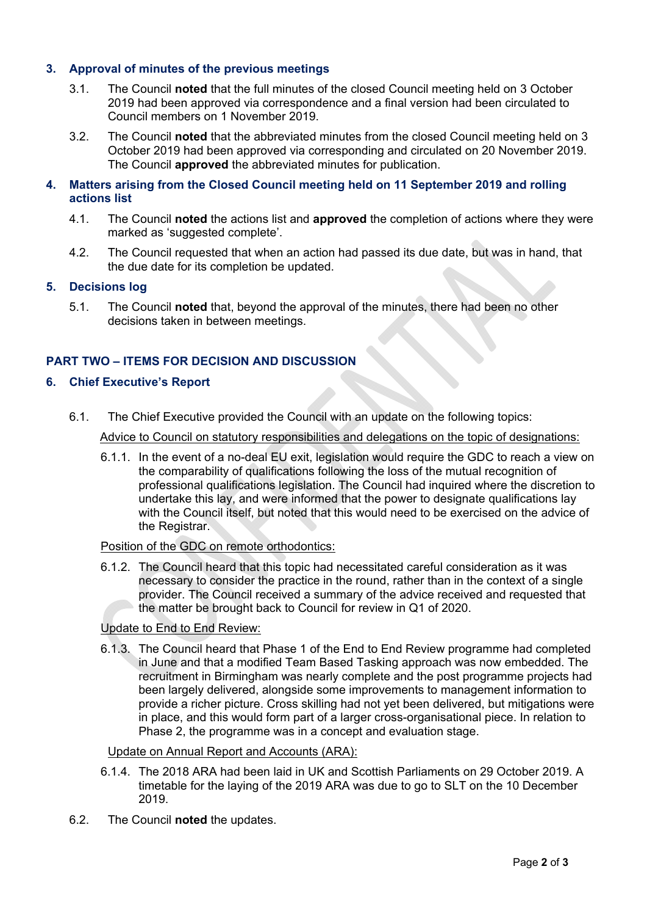## 3. Approval of minutes of the previous meetings

3.1. The Council **noted** that the full minutes of the closed Council meeting held on 3 October 2019 had been approved via correspondence and a final version had been circulated to Council members on 1 November 2019.

3.2. The Council **noted** that the abbreviated minutes from the closed Council meeting held on 3 October 2019 had been approved via corresponding and circulated on 20 November 2019. The Council **approved** the abbreviated minutes for publication.

## 4. Matters arising from the Closed Council meeting held on 11 September 2019 and rolling actions list

4.1. The Council **noted** the actions list and **approved** the completion of actions where they were marked as 'suggested complete'.

4.2. The Council requested that when an action had passed its due date, but was in hand, that the due date for its completion be updated.

## 5. Decisions log

5.1. The Council **noted** that, beyond the approval of the minutes, there had been no other decisions taken in between meetings.

# PART TWO – ITEMS FOR DECISION AND DISCUSSION

## 6. Chief Executive's Report

6.1. The Chief Executive provided the Council with an update on the following topics:

<u>Advice to Council on statutory responsibilities and delegations on the topic of designations:</u>

6.1.1. In the event of a no-deal EU exit, legislation would require the GDC to reach a view on the comparability of qualifications following the loss of the mutual recognition of professional qualifications legislation. The Council had inquired where the discretion to undertake this lay, and were informed that the power to designate qualifications lay with the Council itself, but noted that this would need to be exercised on the advice of the Registrar.

<u>Position of the GDC on remote orthodontics:</u>

6.1.2. The Council heard that this topic had necessitated careful consideration as it was necessary to consider the practice in the round, rather than in the context of a single provider. The Council received a summary of the advice received and requested that the matter be brought back to Council for review in Q1 of 2020.

<u>Update to End to End Review:</u>

6.1.3. The Council heard that Phase 1 of the End to End Review programme had completed in June and that a modified Team Based Tasking approach was now embedded. The recruitment in Birmingham was nearly complete and the post programme projects had been largely delivered, alongside some improvements to management information to provide a richer picture. Cross skilling had not yet been delivered, but mitigations were in place, and this would form part of a larger cross-organisational piece. In relation to Phase 2, the programme was in a concept and evaluation stage.

<u>Update on Annual Report and Accounts (ARA):</u>

6.1.4. The 2018 ARA had been laid in UK and Scottish Parliaments on 29 October 2019. A timetable for the laying of the 2019 ARA was due to go to SLT on the 10 December 2019.

6.2. The Council **noted** the updates.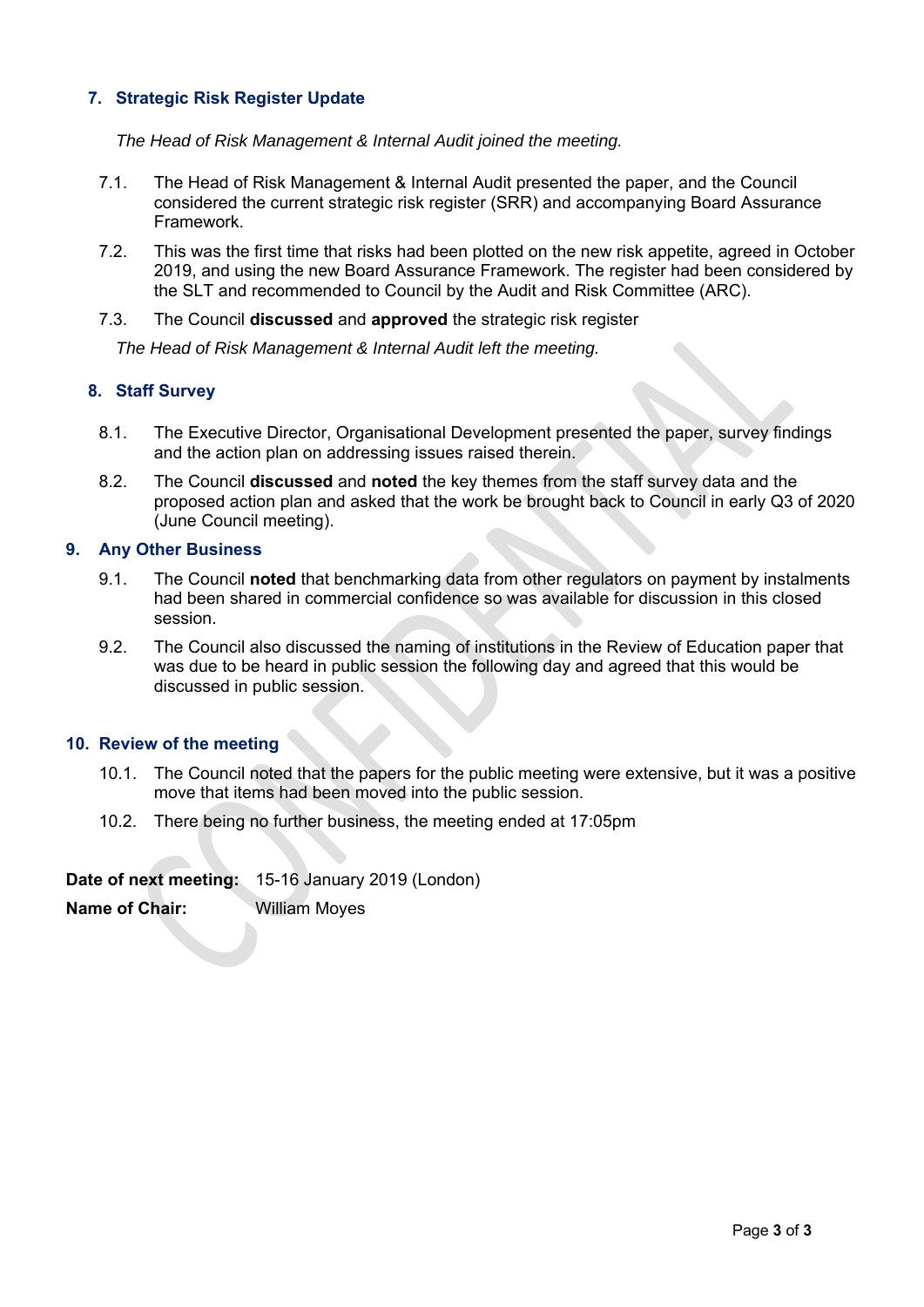## 7. Strategic Risk Register Update

*The Head of Risk Management & Internal Audit joined the meeting.*

7.1. The Head of Risk Management & Internal Audit presented the paper, and the Council considered the current strategic risk register (SRR) and accompanying Board Assurance Framework.

7.2. This was the first time that risks had been plotted on the new risk appetite, agreed in October 2019, and using the new Board Assurance Framework. The register had been considered by the SLT and recommended to Council by the Audit and Risk Committee (ARC).

7.3. The Council **discussed** and **approved** the strategic risk register

*The Head of Risk Management & Internal Audit left the meeting.*

## 8. Staff Survey

8.1. The Executive Director, Organisational Development presented the paper, survey findings and the action plan on addressing issues raised therein.

8.2. The Council **discussed** and **noted** the key themes from the staff survey data and the proposed action plan and asked that the work be brought back to Council in early Q3 of 2020 (June Council meeting).

## 9. Any Other Business

9.1. The Council **noted** that benchmarking data from other regulators on payment by instalments had been shared in commercial confidence so was available for discussion in this closed session.

9.2. The Council also discussed the naming of institutions in the Review of Education paper that was due to be heard in public session the following day and agreed that this would be discussed in public session.

## 10. Review of the meeting

10.1. The Council noted that the papers for the public meeting were extensive, but it was a positive move that items had been moved into the public session.

10.2. There being no further business, the meeting ended at 17:05pm

**Date of next meeting:** 15-16 January 2019 (London)

**Name of Chair:** William Moyes